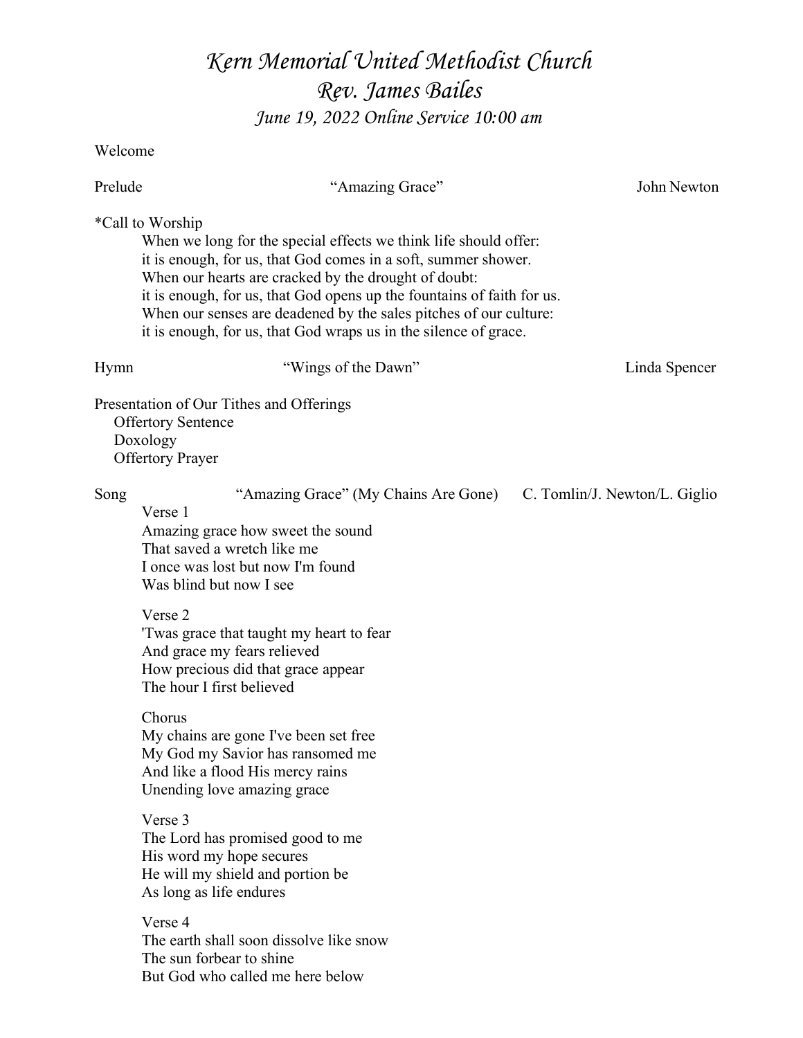# *Kern Memorial United Methodist Church*

## *Rev. James Bailes*

### *June 19, 2022 Online Service 10:00 am*

Welcome

Prelude "Amazing Grace" John Newton

*Call to Worship

When we long for the special effects we think life should offer:
it is enough, for us, that God comes in a soft, summer shower.
When our hearts are cracked by the drought of doubt:
it is enough, for us, that God opens up the fountains of faith for us.
When our senses are deadened by the sales pitches of our culture:
it is enough, for us, that God wraps us in the silence of grace.

Hymn "Wings of the Dawn" Linda Spencer

Presentation of Our Tithes and Offerings

- Offertory Sentence
- Doxology
- Offertory Prayer

Song "Amazing Grace" (My Chains Are Gone) C. Tomlin/J. Newton/L. Giglio

Verse 1
Amazing grace how sweet the sound
That saved a wretch like me
I once was lost but now I'm found
Was blind but now I see

Verse 2
'Twas grace that taught my heart to fear
And grace my fears relieved
How precious did that grace appear
The hour I first believed

Chorus
My chains are gone I've been set free
My God my Savior has ransomed me
And like a flood His mercy rains
Unending love amazing grace

Verse 3
The Lord has promised good to me
His word my hope secures
He will my shield and portion be
As long as life endures

Verse 4
The earth shall soon dissolve like snow
The sun forbear to shine
But God who called me here below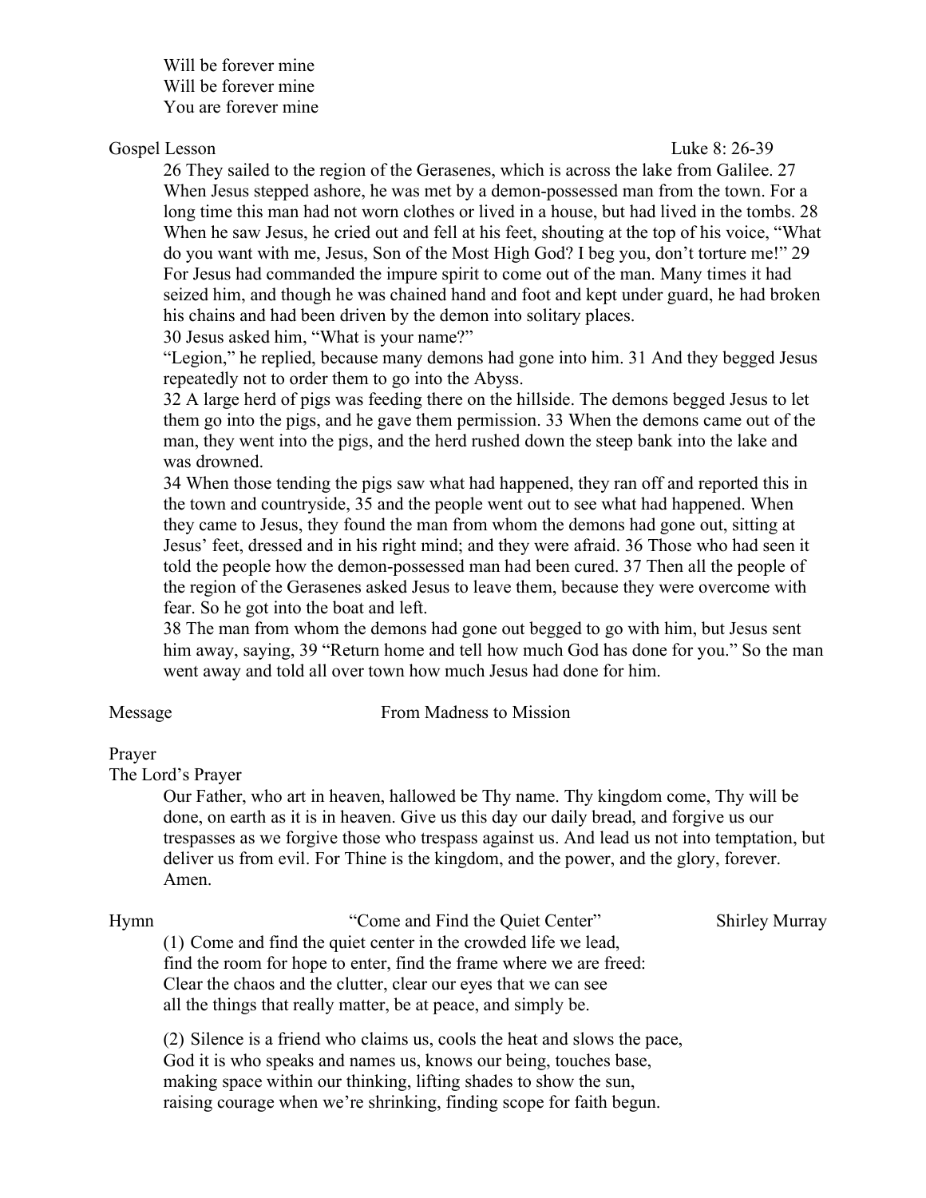Will be forever mine
Will be forever mine
You are forever mine

Gospel Lesson Luke 8: 26-39

26 They sailed to the region of the Gerasenes, which is across the lake from Galilee. 27 When Jesus stepped ashore, he was met by a demon-possessed man from the town. For a long time this man had not worn clothes or lived in a house, but had lived in the tombs. 28 When he saw Jesus, he cried out and fell at his feet, shouting at the top of his voice, "What do you want with me, Jesus, Son of the Most High God? I beg you, don't torture me!" 29 For Jesus had commanded the impure spirit to come out of the man. Many times it had seized him, and though he was chained hand and foot and kept under guard, he had broken his chains and had been driven by the demon into solitary places.

30 Jesus asked him, "What is your name?"

"Legion," he replied, because many demons had gone into him. 31 And they begged Jesus repeatedly not to order them to go into the Abyss.

32 A large herd of pigs was feeding there on the hillside. The demons begged Jesus to let them go into the pigs, and he gave them permission. 33 When the demons came out of the man, they went into the pigs, and the herd rushed down the steep bank into the lake and was drowned.

34 When those tending the pigs saw what had happened, they ran off and reported this in the town and countryside, 35 and the people went out to see what had happened. When they came to Jesus, they found the man from whom the demons had gone out, sitting at Jesus' feet, dressed and in his right mind; and they were afraid. 36 Those who had seen it told the people how the demon-possessed man had been cured. 37 Then all the people of the region of the Gerasenes asked Jesus to leave them, because they were overcome with fear. So he got into the boat and left.

38 The man from whom the demons had gone out begged to go with him, but Jesus sent him away, saying, 39 "Return home and tell how much God has done for you." So the man went away and told all over town how much Jesus had done for him.

Message From Madness to Mission

Prayer

The Lord's Prayer

Our Father, who art in heaven, hallowed be Thy name. Thy kingdom come, Thy will be done, on earth as it is in heaven. Give us this day our daily bread, and forgive us our trespasses as we forgive those who trespass against us. And lead us not into temptation, but deliver us from evil. For Thine is the kingdom, and the power, and the glory, forever. Amen.

Hymn "Come and Find the Quiet Center" Shirley Murray

(1) Come and find the quiet center in the crowded life we lead,
find the room for hope to enter, find the frame where we are freed:
Clear the chaos and the clutter, clear our eyes that we can see
all the things that really matter, be at peace, and simply be.

(2) Silence is a friend who claims us, cools the heat and slows the pace,
God it is who speaks and names us, knows our being, touches base,
making space within our thinking, lifting shades to show the sun,
raising courage when we're shrinking, finding scope for faith begun.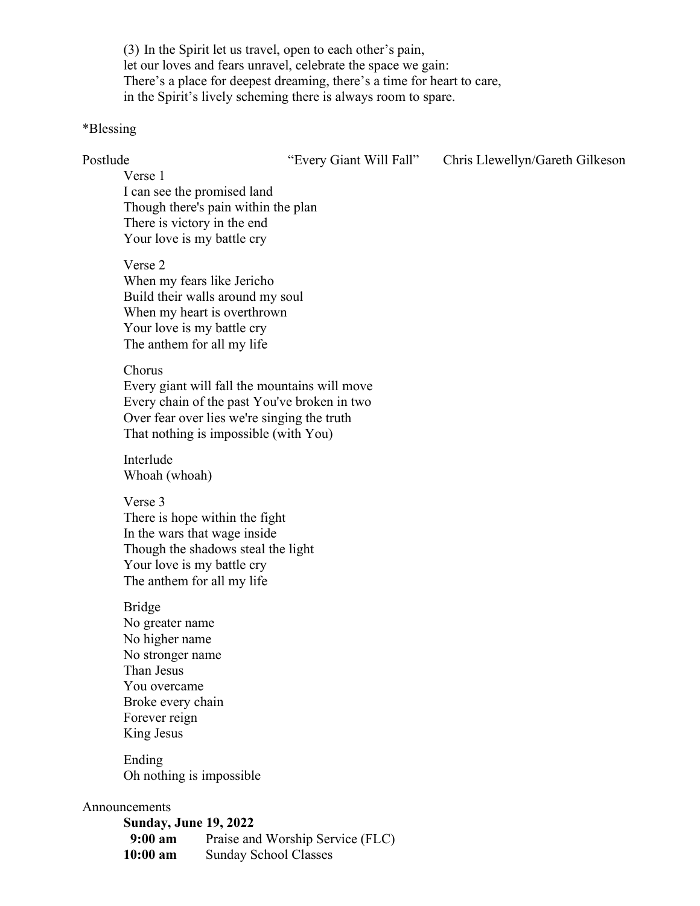(3) In the Spirit let us travel, open to each other's pain,
let our loves and fears unravel, celebrate the space we gain:
There's a place for deepest dreaming, there's a time for heart to care,
in the Spirit's lively scheming there is always room to spare.

*Blessing

Postlude "Every Giant Will Fall" Chris Llewellyn/Gareth Gilkeson

Verse 1
I can see the promised land
Though there's pain within the plan
There is victory in the end
Your love is my battle cry

Verse 2
When my fears like Jericho
Build their walls around my soul
When my heart is overthrown
Your love is my battle cry
The anthem for all my life

Chorus
Every giant will fall the mountains will move
Every chain of the past You've broken in two
Over fear over lies we're singing the truth
That nothing is impossible (with You)

Interlude
Whoah (whoah)

Verse 3
There is hope within the fight
In the wars that wage inside
Though the shadows steal the light
Your love is my battle cry
The anthem for all my life

Bridge
No greater name
No higher name
No stronger name
Than Jesus
You overcame
Broke every chain
Forever reign
King Jesus

Ending
Oh nothing is impossible

Announcements

**Sunday, June 19, 2022**

| | |
|---|---|
| **9:00 am** | Praise and Worship Service (FLC) |
| **10:00 am** | Sunday School Classes |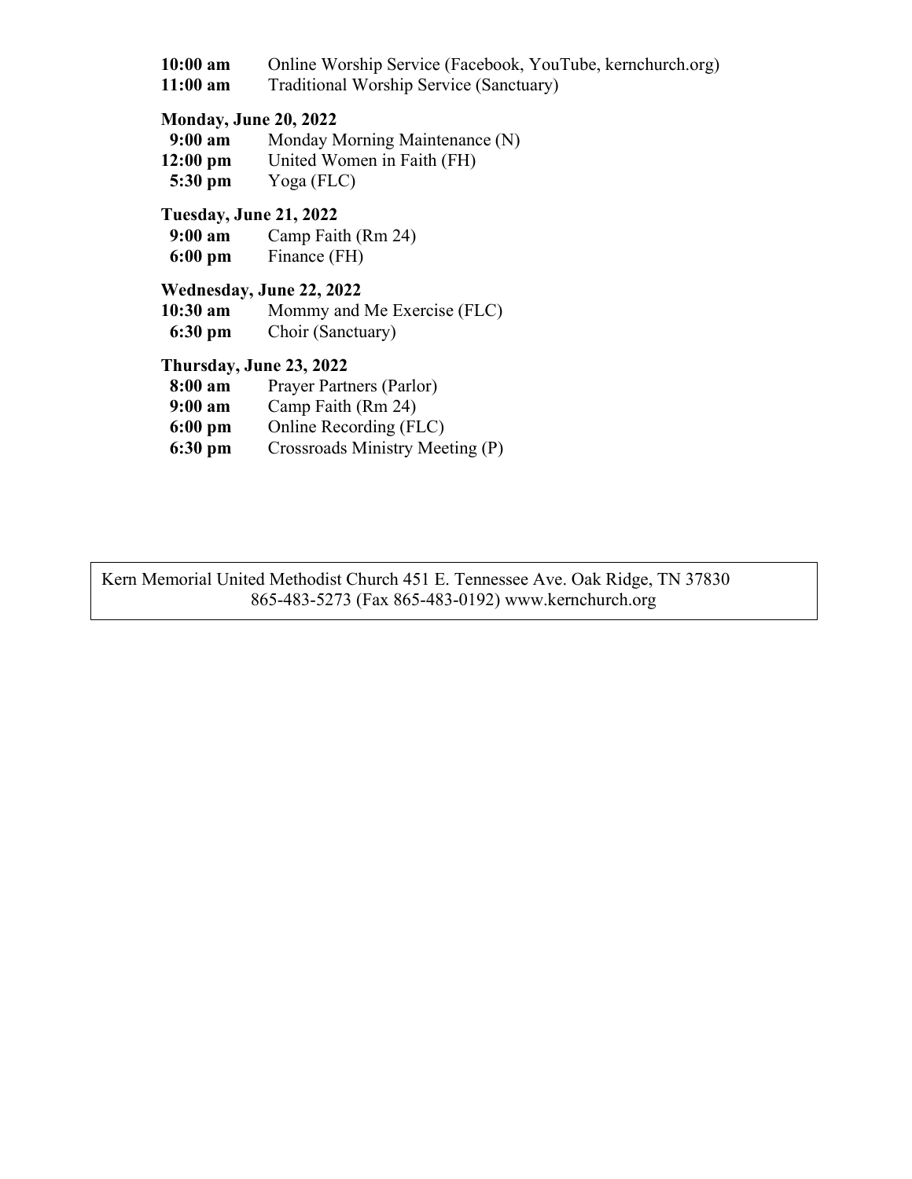**10:00 am** Online Worship Service (Facebook, YouTube, kernchurch.org)
**11:00 am** Traditional Worship Service (Sanctuary)

**Monday, June 20, 2022**

**9:00 am** Monday Morning Maintenance (N)
**12:00 pm** United Women in Faith (FH)
**5:30 pm** Yoga (FLC)

**Tuesday, June 21, 2022**

**9:00 am** Camp Faith (Rm 24)
**6:00 pm** Finance (FH)

**Wednesday, June 22, 2022**

**10:30 am** Mommy and Me Exercise (FLC)
**6:30 pm** Choir (Sanctuary)

**Thursday, June 23, 2022**

**8:00 am** Prayer Partners (Parlor)
**9:00 am** Camp Faith (Rm 24)
**6:00 pm** Online Recording (FLC)
**6:30 pm** Crossroads Ministry Meeting (P)

Kern Memorial United Methodist Church 451 E. Tennessee Ave. Oak Ridge, TN 37830
865-483-5273 (Fax 865-483-0192) www.kernchurch.org